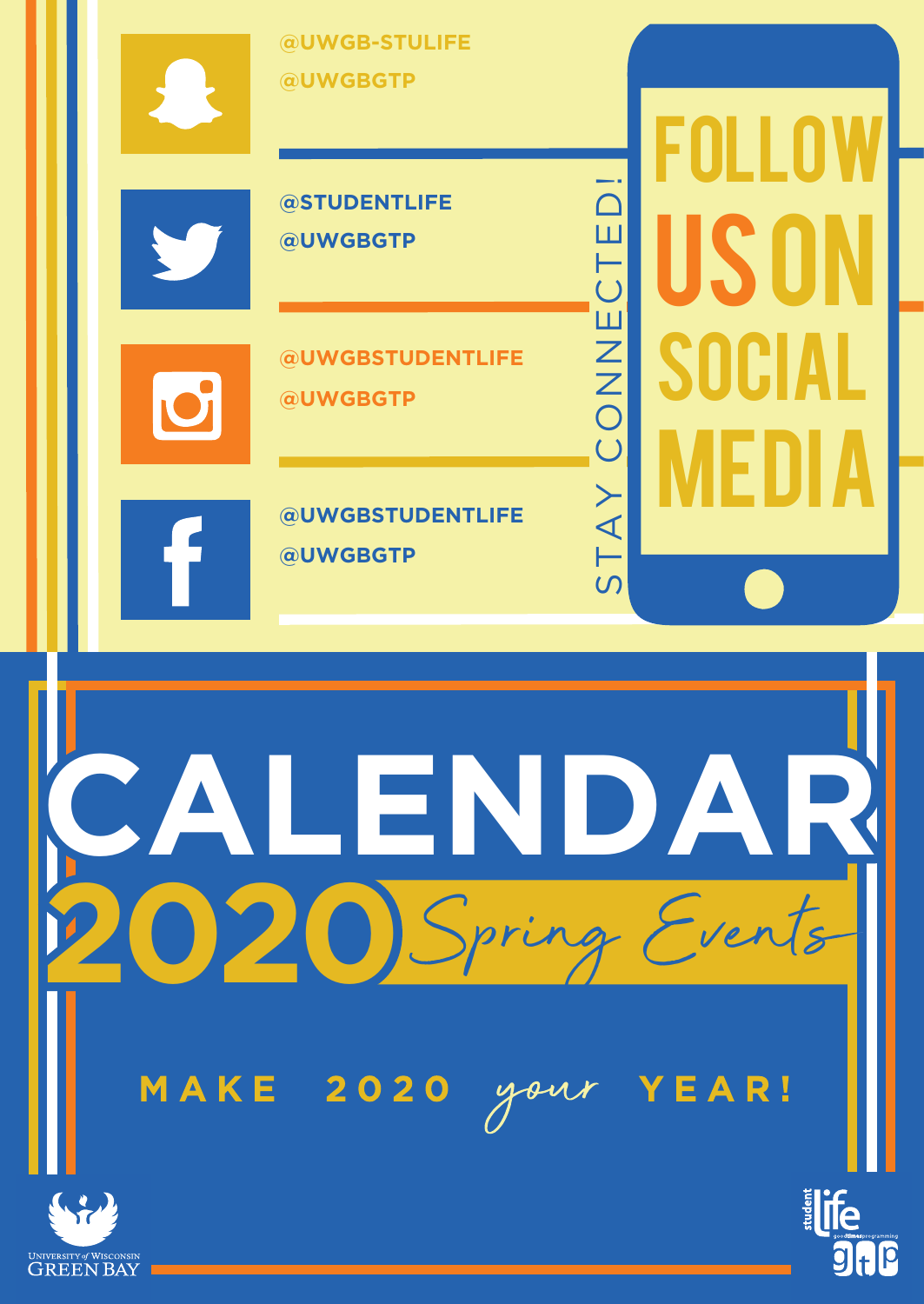# FOLLOW US ON SOCIAL MEDIA

STAY CONNECTED!

**Snapchat**
@UWGB-STULIFE
@UWGBGTP

**Twitter**
@STUDENTLIFE
@UWGBGTP

**Instagram**
@UWGBSTUDENTLIFE
@UWGBGTP

**Facebook**
@UWGBSTUDENTLIFE
@UWGBGTP

# CALENDAR

## 2020 *Spring Events*

**MAKE 2020 *your* YEAR!**

University of Wisconsin Green Bay

student life
good times programming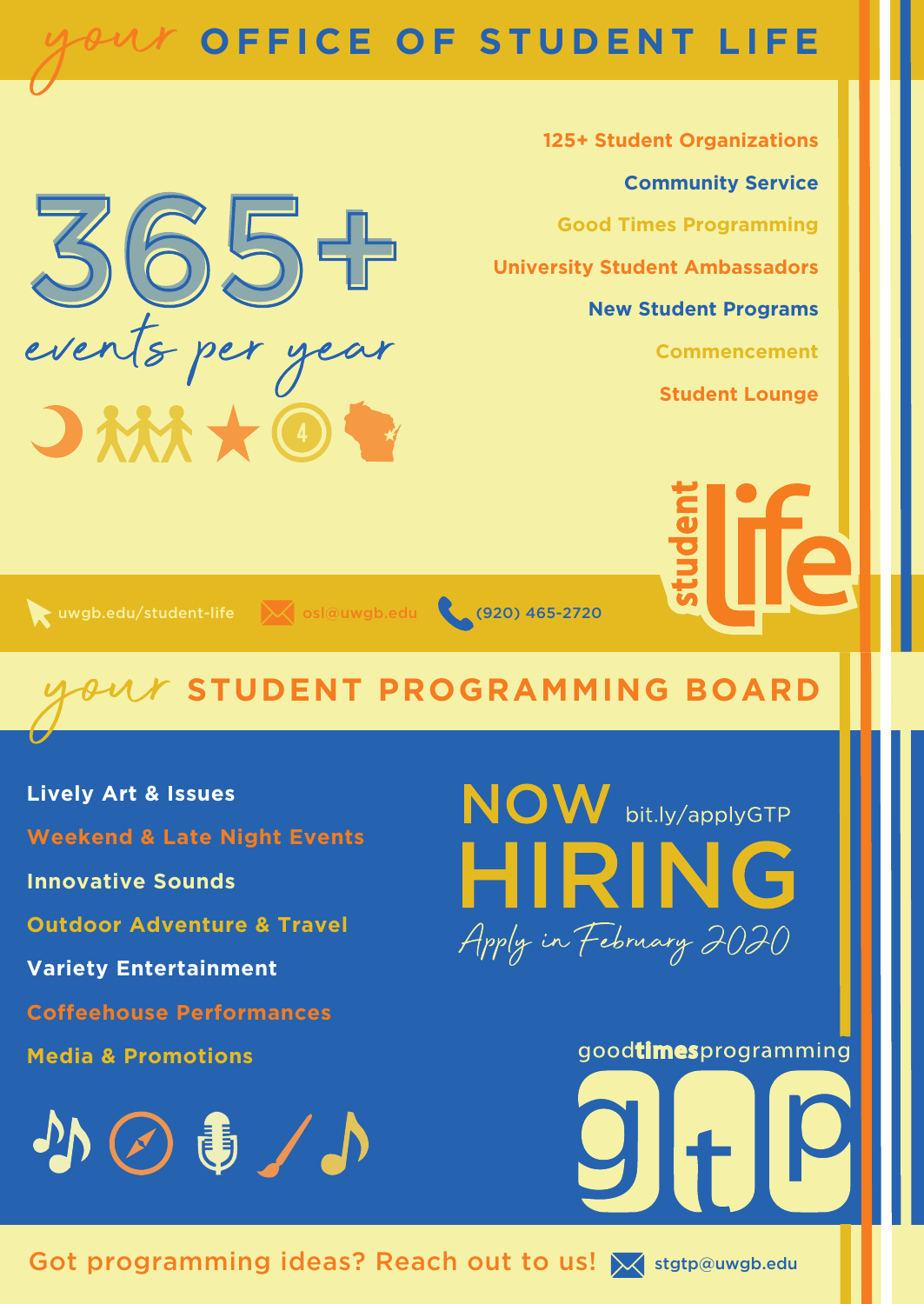# *your* OFFICE OF STUDENT LIFE

**365+**
*events per year*

- 125+ Student Organizations
- Community Service
- Good Times Programming
- University Student Ambassadors
- New Student Programs
- Commencement
- Student Lounge

student life

uwgb.edu/student-life | osl@uwgb.edu | (920) 465-2720

# *your* STUDENT PROGRAMMING BOARD

- Lively Art & Issues
- Weekend & Late Night Events
- Innovative Sounds
- Outdoor Adventure & Travel
- Variety Entertainment
- Coffeehouse Performances
- Media & Promotions

**NOW HIRING** bit.ly/applyGTP

*Apply in February 2020*

good**times**programming
gtp

Got programming ideas? Reach out to us! stgtp@uwgb.edu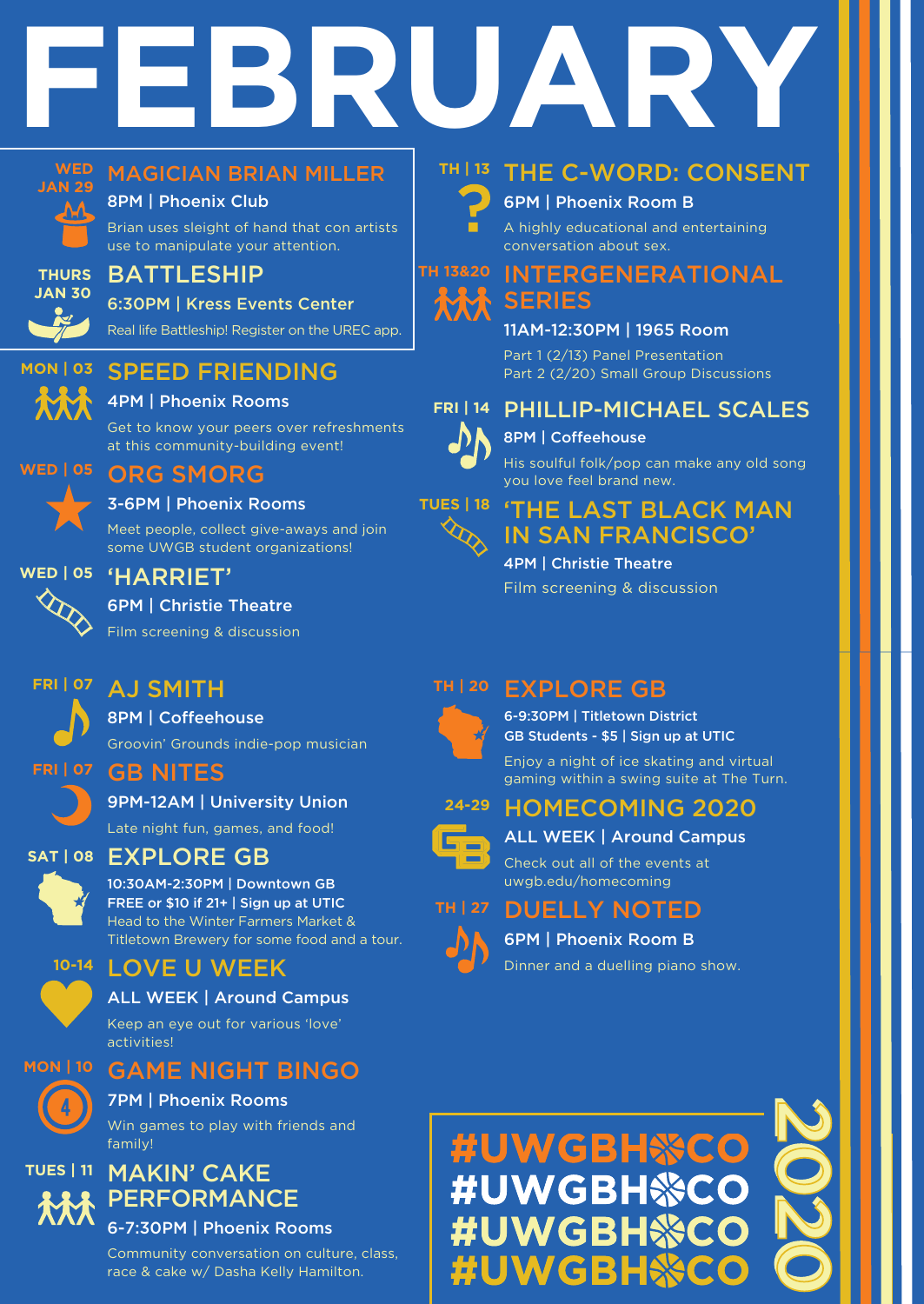# FEBRUARY

## WED JAN 29 — MAGICIAN BRIAN MILLER
**8PM | Phoenix Club**

Brian uses sleight of hand that con artists use to manipulate your attention.

## THURS JAN 30 — BATTLESHIP
**6:30PM | Kress Events Center**

Real life Battleship! Register on the UREC app.

## MON | 03 — SPEED FRIENDING
**4PM | Phoenix Rooms**

Get to know your peers over refreshments at this community-building event!

## WED | 05 — ORG SMORG
**3-6PM | Phoenix Rooms**

Meet people, collect give-aways and join some UWGB student organizations!

## WED | 05 — 'HARRIET'
**6PM | Christie Theatre**

Film screening & discussion

## FRI | 07 — AJ SMITH
**8PM | Coffeehouse**

Groovin' Grounds indie-pop musician

## FRI | 07 — GB NITES
**9PM-12AM | University Union**

Late night fun, games, and food!

## SAT | 08 — EXPLORE GB
**10:30AM-2:30PM | Downtown GB**
**FREE or $10 if 21+ | Sign up at UTIC**

Head to the Winter Farmers Market & Titletown Brewery for some food and a tour.

## 10-14 — LOVE U WEEK
**ALL WEEK | Around Campus**

Keep an eye out for various 'love' activities!

## MON | 10 — GAME NIGHT BINGO
**7PM | Phoenix Rooms**

Win games to play with friends and family!

## TUES | 11 — MAKIN' CAKE PERFORMANCE
**6-7:30PM | Phoenix Rooms**

Community conversation on culture, class, race & cake w/ Dasha Kelly Hamilton.

## TH | 13 — THE C-WORD: CONSENT
**6PM | Phoenix Room B**

A highly educational and entertaining conversation about sex.

## TH 13&20 — INTERGENERATIONAL SERIES
**11AM-12:30PM | 1965 Room**

Part 1 (2/13) Panel Presentation
Part 2 (2/20) Small Group Discussions

## FRI | 14 — PHILLIP-MICHAEL SCALES
**8PM | Coffeehouse**

His soulful folk/pop can make any old song you love feel brand new.

## TUES | 18 — 'THE LAST BLACK MAN IN SAN FRANCISCO'
**4PM | Christie Theatre**

Film screening & discussion

## TH | 20 — EXPLORE GB
**6-9:30PM | Titletown District**
**GB Students - $5 | Sign up at UTIC**

Enjoy a night of ice skating and virtual gaming within a swing suite at The Turn.

## 24-29 — HOMECOMING 2020
**ALL WEEK | Around Campus**

Check out all of the events at uwgb.edu/homecoming

## TH | 27 — DUELLY NOTED
**6PM | Phoenix Room B**

Dinner and a duelling piano show.

#UWGBHOCO
#UWGBHOCO
#UWGBHOCO
#UWGBHOCO

2020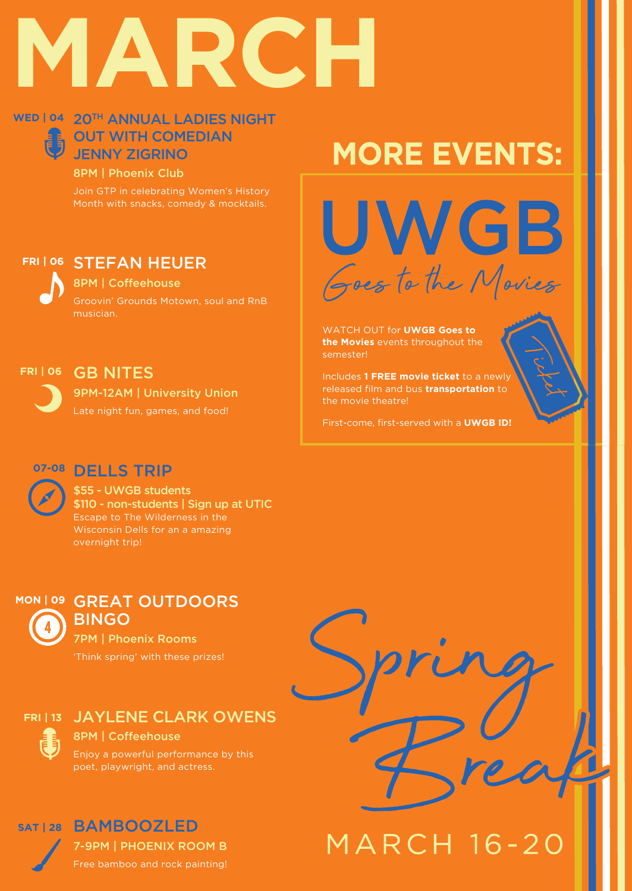# MARCH

**WED | 04**

## 20TH ANNUAL LADIES NIGHT OUT WITH COMEDIAN JENNY ZIGRINO

8PM | Phoenix Club

Join GTP in celebrating Women's History Month with snacks, comedy & mocktails.

**FRI | 06**

## STEFAN HEUER

8PM | Coffeehouse

Groovin' Grounds Motown, soul and RnB musician.

**FRI | 06**

## GB NITES

9PM-12AM | University Union

Late night fun, games, and food!

**07-08**

## DELLS TRIP

$55 - UWGB students
$110 - non-students | Sign up at UTIC

Escape to The Wilderness in the Wisconsin Dells for an a amazing overnight trip!

**MON | 09**

## GREAT OUTDOORS BINGO

7PM | Phoenix Rooms

'Think spring' with these prizes!

**FRI | 13**

## JAYLENE CLARK OWENS

8PM | Coffeehouse

Enjoy a powerful performance by this poet, playwright, and actress.

**SAT | 28**

## BAMBOOZLED

7-9PM | PHOENIX ROOM B

Free bamboo and rock painting!

## MORE EVENTS:

### UWGB Goes to the Movies

WATCH OUT for **UWGB Goes to the Movies** events throughout the semester!

Includes **1 FREE movie ticket** to a newly released film and bus **transportation** to the movie theatre!

First-come, first-served with a **UWGB ID!**

Ticket

## Spring Break

MARCH 16-20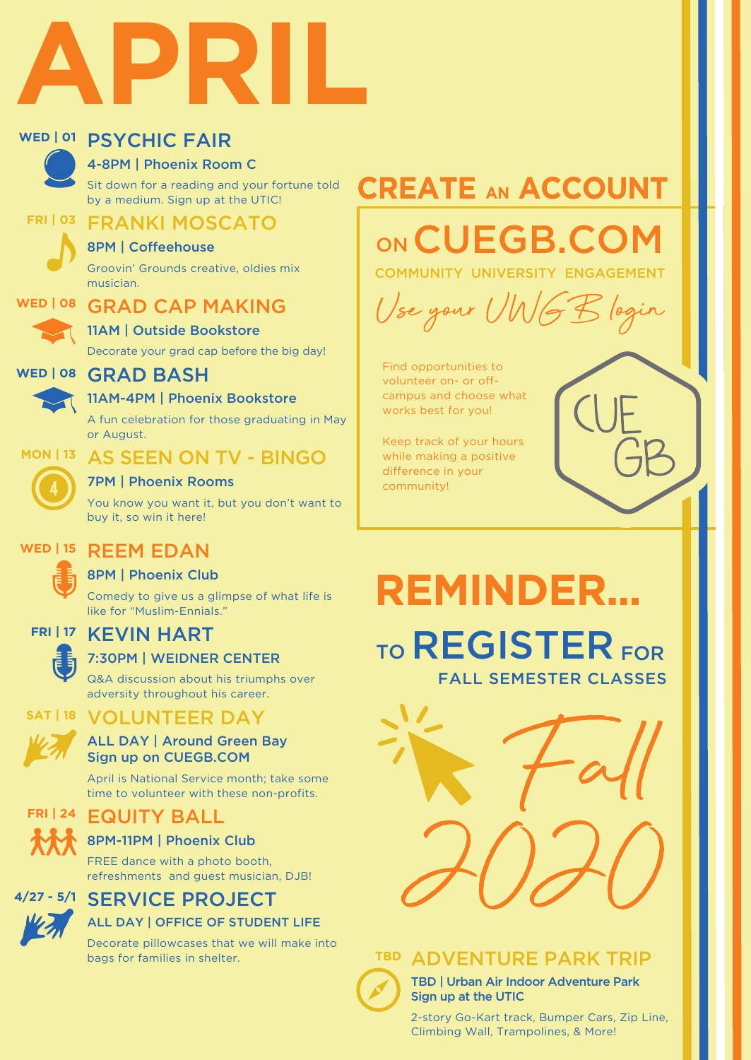# APRIL

**WED | 01**
## PSYCHIC FAIR
**4-8PM | Phoenix Room C**

Sit down for a reading and your fortune told by a medium. Sign up at the UTIC!

**FRI | 03**
## FRANKI MOSCATO
**8PM | Coffeehouse**

Groovin' Grounds creative, oldies mix musician.

**WED | 08**
## GRAD CAP MAKING
**11AM | Outside Bookstore**

Decorate your grad cap before the big day!

**WED | 08**
## GRAD BASH
**11AM-4PM | Phoenix Bookstore**

A fun celebration for those graduating in May or August.

**MON | 13**
## AS SEEN ON TV - BINGO
**7PM | Phoenix Rooms**

You know you want it, but you don't want to buy it, so win it here!

**WED | 15**
## REEM EDAN
**8PM | Phoenix Club**

Comedy to give us a glimpse of what life is like for "Muslim-Ennials."

**FRI | 17**
## KEVIN HART
**7:30PM | WEIDNER CENTER**

Q&A discussion about his triumphs over adversity throughout his career.

**SAT | 18**
## VOLUNTEER DAY
**ALL DAY | Around Green Bay**
**Sign up on CUEGB.COM**

April is National Service month; take some time to volunteer with these non-profits.

**FRI | 24**
## EQUITY BALL
**8PM-11PM | Phoenix Club**

FREE dance with a photo booth, refreshments and guest musician, DJB!

**4/27 - 5/1**
## SERVICE PROJECT
**ALL DAY | OFFICE OF STUDENT LIFE**

Decorate pillowcases that we will make into bags for families in shelter.

# CREATE AN ACCOUNT ON CUEGB.COM

COMMUNITY UNIVERSITY ENGAGEMENT

*Use your UWGB login*

Find opportunities to volunteer on- or off-campus and choose what works best for you!

Keep track of your hours while making a positive difference in your community!

CUE GB

# REMINDER...

## TO REGISTER FOR FALL SEMESTER CLASSES

*Fall 2020*

**TBD**
## ADVENTURE PARK TRIP
**TBD | Urban Air Indoor Adventure Park**
**Sign up at the UTIC**

2-story Go-Kart track, Bumper Cars, Zip Line, Climbing Wall, Trampolines, & More!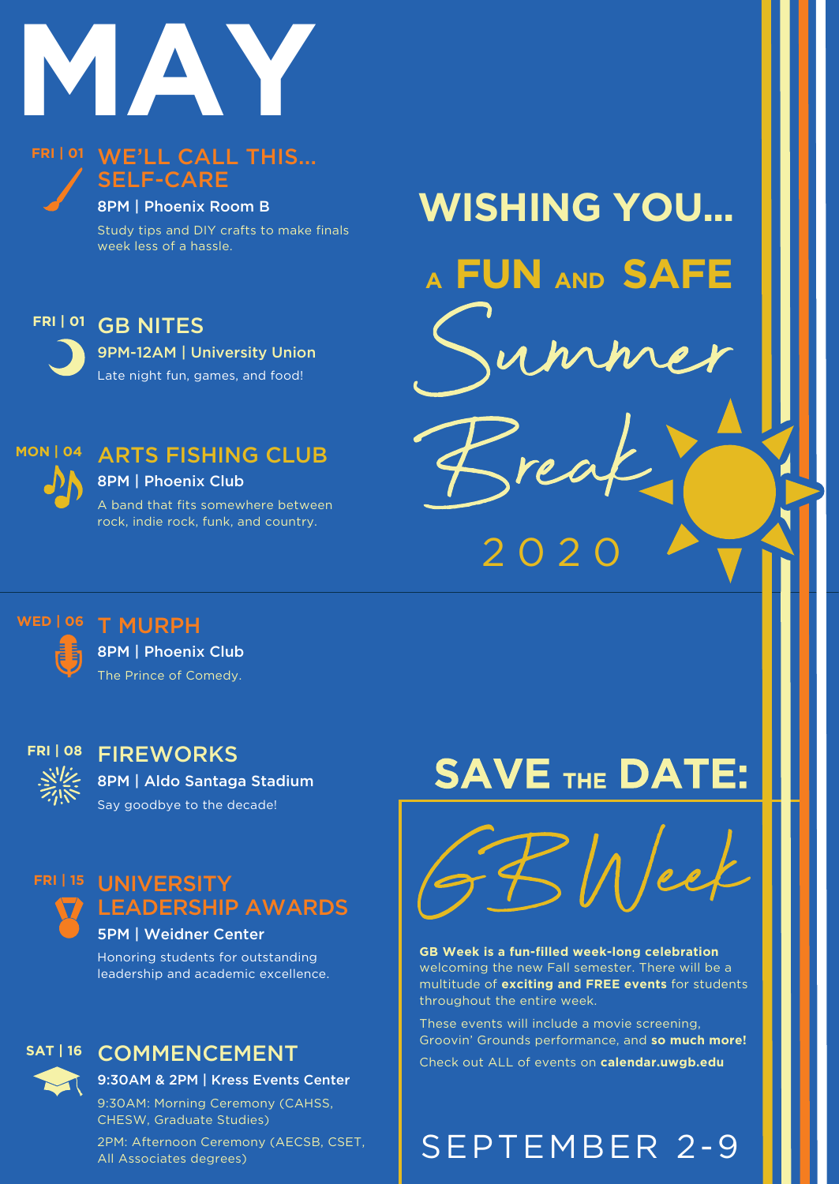# MAY

### FRI | 01 — WE'LL CALL THIS... SELF-CARE

**8PM | Phoenix Room B**

Study tips and DIY crafts to make finals week less of a hassle.

### FRI | 01 — GB NITES

**9PM-12AM | University Union**

Late night fun, games, and food!

### MON | 04 — ARTS FISHING CLUB

**8PM | Phoenix Club**

A band that fits somewhere between rock, indie rock, funk, and country.

### WED | 06 — T MURPH

**8PM | Phoenix Club**

The Prince of Comedy.

### FRI | 08 — FIREWORKS

**8PM | Aldo Santaga Stadium**

Say goodbye to the decade!

### FRI | 15 — UNIVERSITY LEADERSHIP AWARDS

**5PM | Weidner Center**

Honoring students for outstanding leadership and academic excellence.

### SAT | 16 — COMMENCEMENT

**9:30AM & 2PM | Kress Events Center**

9:30AM: Morning Ceremony (CAHSS, CHESW, Graduate Studies)

2PM: Afternoon Ceremony (AECSB, CSET, All Associates degrees)

## WISHING YOU... A FUN AND SAFE Summer Break 2020

## SAVE THE DATE: GB Week

**GB Week is a fun-filled week-long celebration** welcoming the new Fall semester. There will be a multitude of **exciting and FREE events** for students throughout the entire week.

These events will include a movie screening, Groovin' Grounds performance, and **so much more!**

Check out ALL of events on **calendar.uwgb.edu**

SEPTEMBER 2-9